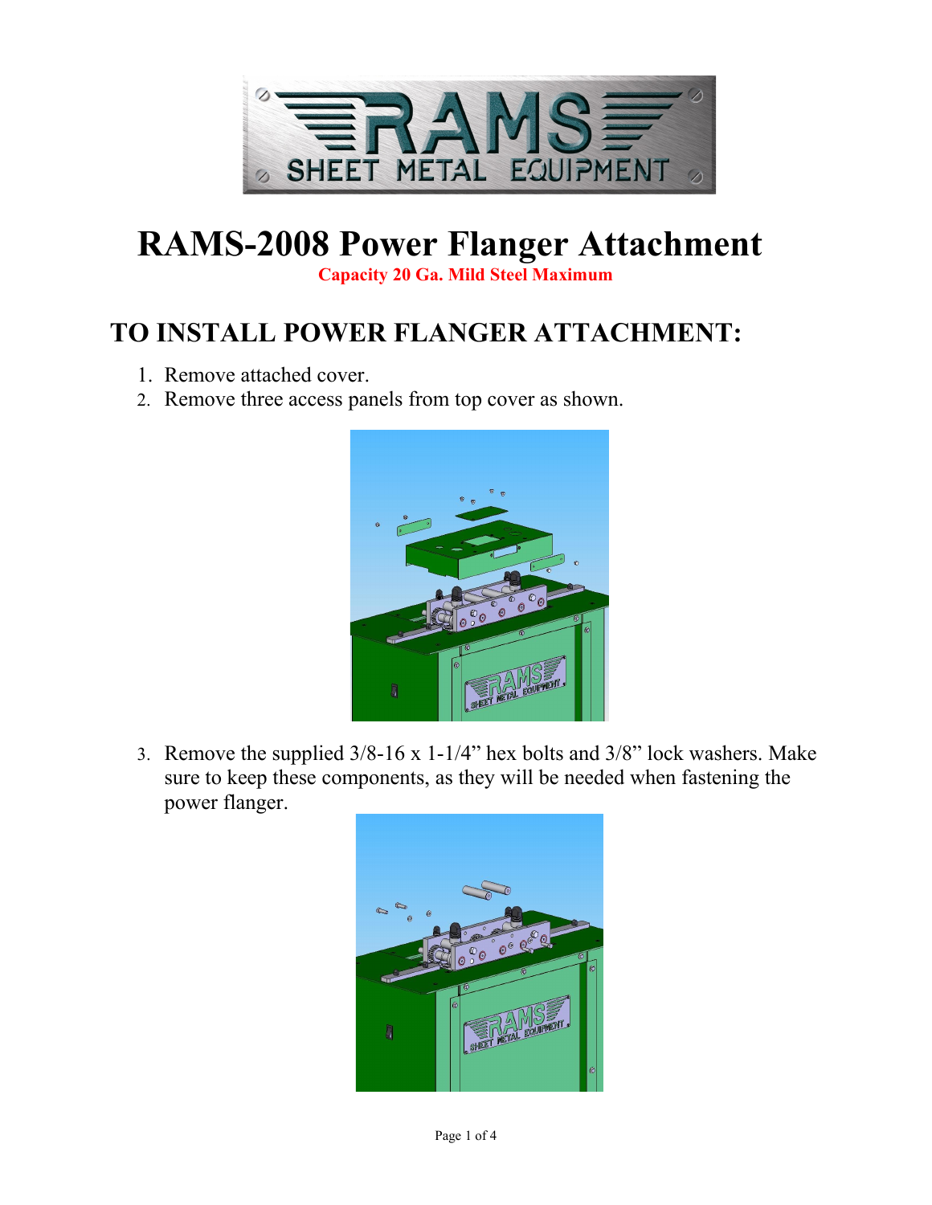# RAMS-2008 Power Flanger Attachment

**Capacity 20 Ga. Mild Steel Maximum**

## TO INSTALL POWER FLANGER ATTACHMENT:

1. Remove attached cover.
2. Remove three access panels from top cover as shown.
3. Remove the supplied 3/8-16 x 1-1/4" hex bolts and 3/8" lock washers. Make sure to keep these components, as they will be needed when fastening the power flanger.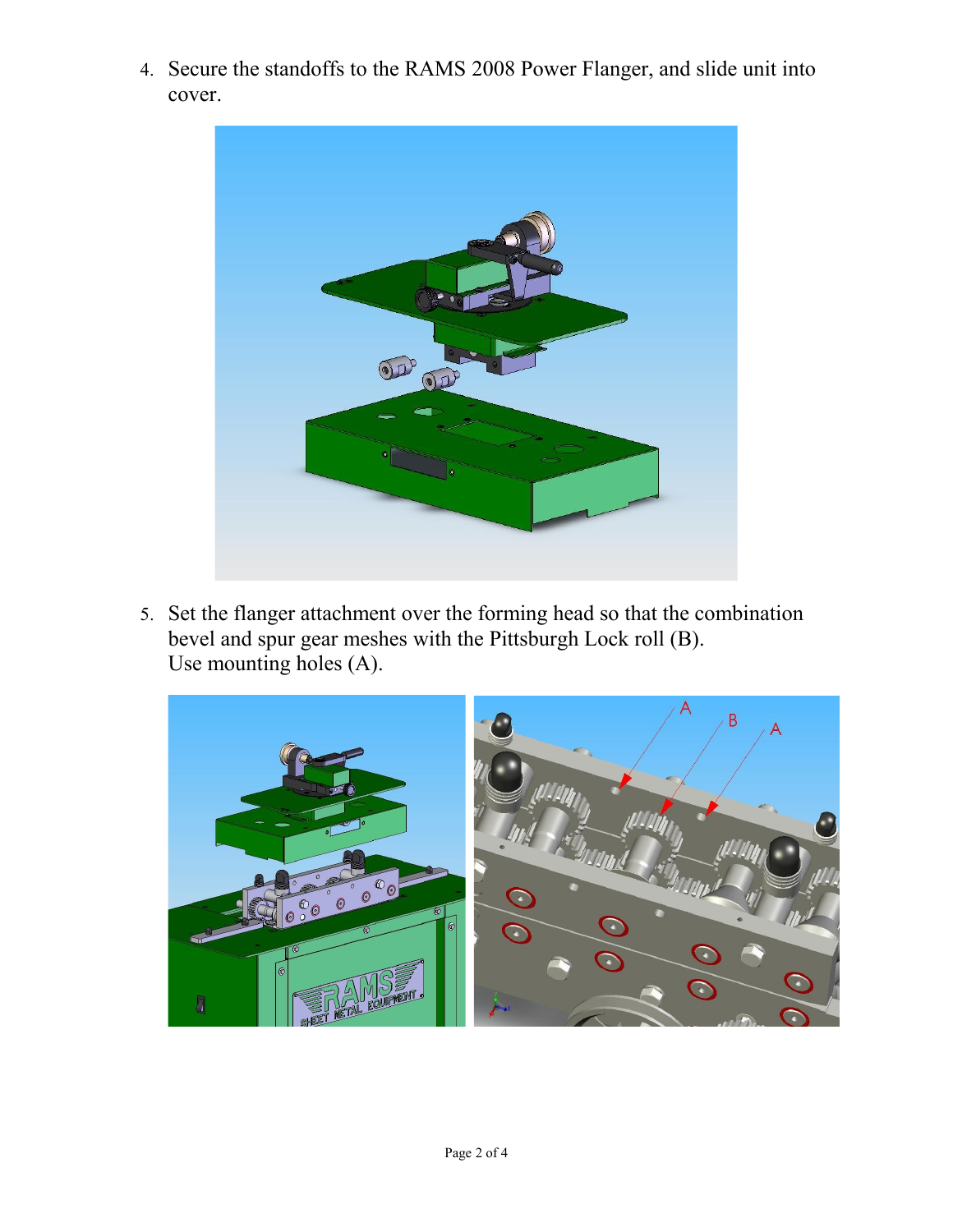4. Secure the standoffs to the RAMS 2008 Power Flanger, and slide unit into cover.

5. Set the flanger attachment over the forming head so that the combination bevel and spur gear meshes with the Pittsburgh Lock roll (B).
   Use mounting holes (A).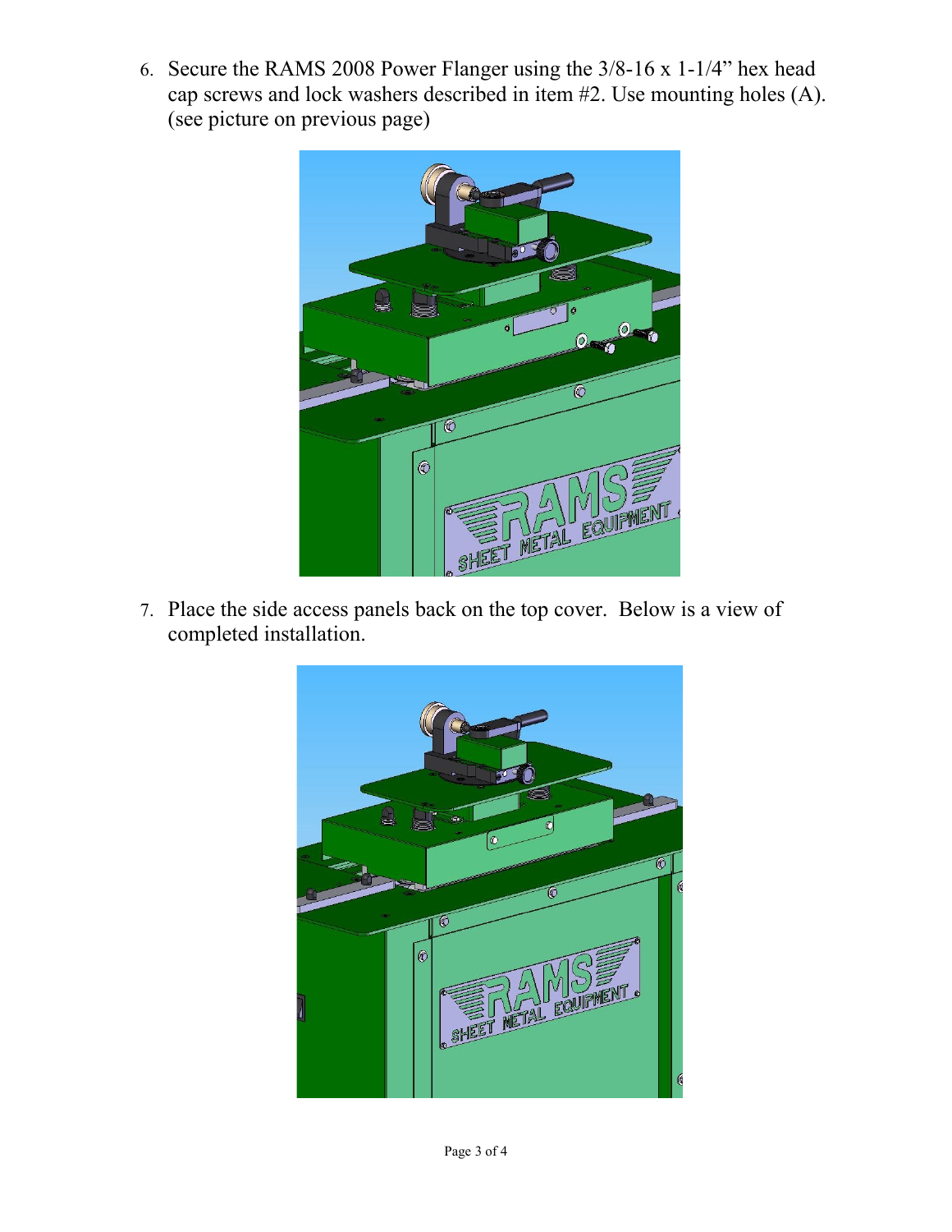6. Secure the RAMS 2008 Power Flanger using the 3/8-16 x 1-1/4" hex head cap screws and lock washers described in item #2. Use mounting holes (A). (see picture on previous page)

7. Place the side access panels back on the top cover. Below is a view of completed installation.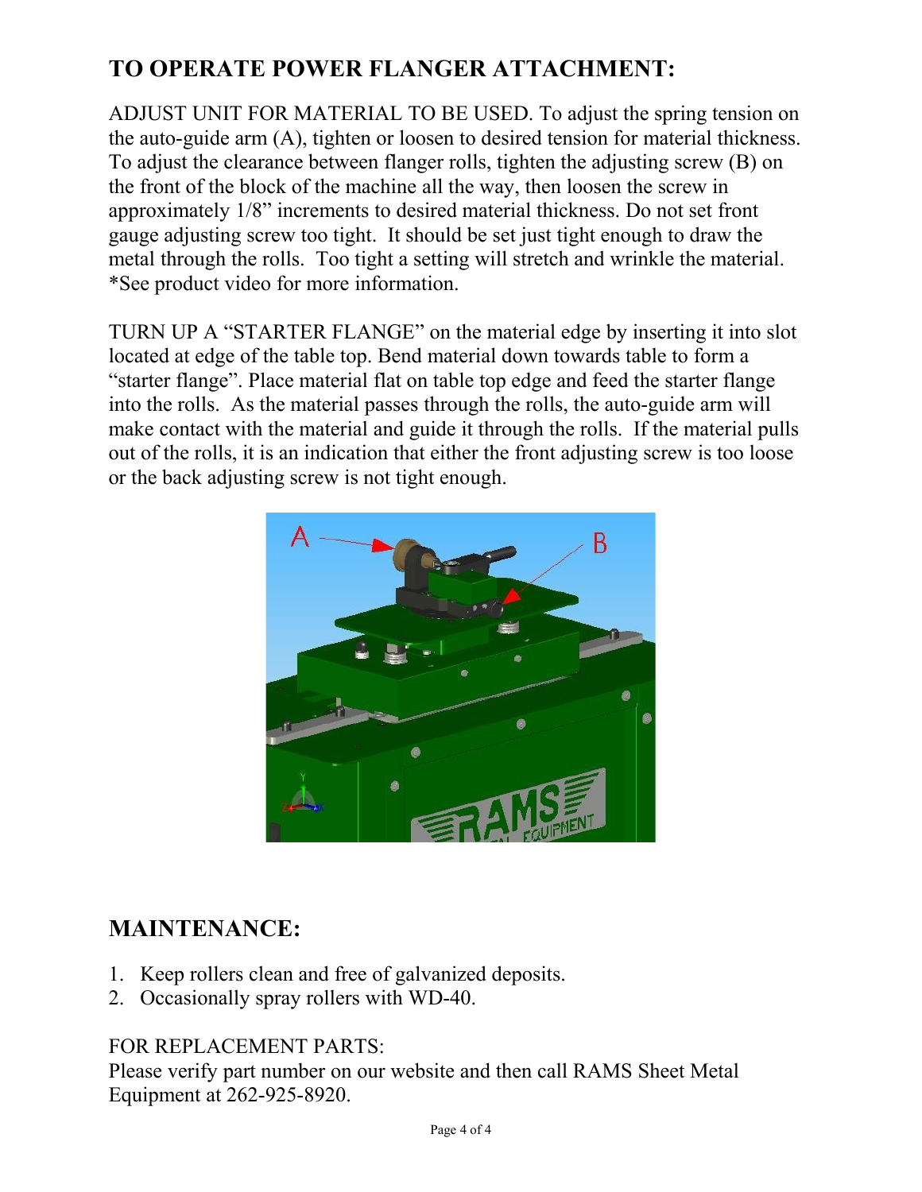## TO OPERATE POWER FLANGER ATTACHMENT:

ADJUST UNIT FOR MATERIAL TO BE USED. To adjust the spring tension on the auto-guide arm (A), tighten or loosen to desired tension for material thickness. To adjust the clearance between flanger rolls, tighten the adjusting screw (B) on the front of the block of the machine all the way, then loosen the screw in approximately 1/8" increments to desired material thickness. Do not set front gauge adjusting screw too tight. It should be set just tight enough to draw the metal through the rolls. Too tight a setting will stretch and wrinkle the material. *See product video for more information.

TURN UP A "STARTER FLANGE" on the material edge by inserting it into slot located at edge of the table top. Bend material down towards table to form a "starter flange". Place material flat on table top edge and feed the starter flange into the rolls. As the material passes through the rolls, the auto-guide arm will make contact with the material and guide it through the rolls. If the material pulls out of the rolls, it is an indication that either the front adjusting screw is too loose or the back adjusting screw is not tight enough.

## MAINTENANCE:

1. Keep rollers clean and free of galvanized deposits.
2. Occasionally spray rollers with WD-40.

FOR REPLACEMENT PARTS:
Please verify part number on our website and then call RAMS Sheet Metal Equipment at 262-925-8920.